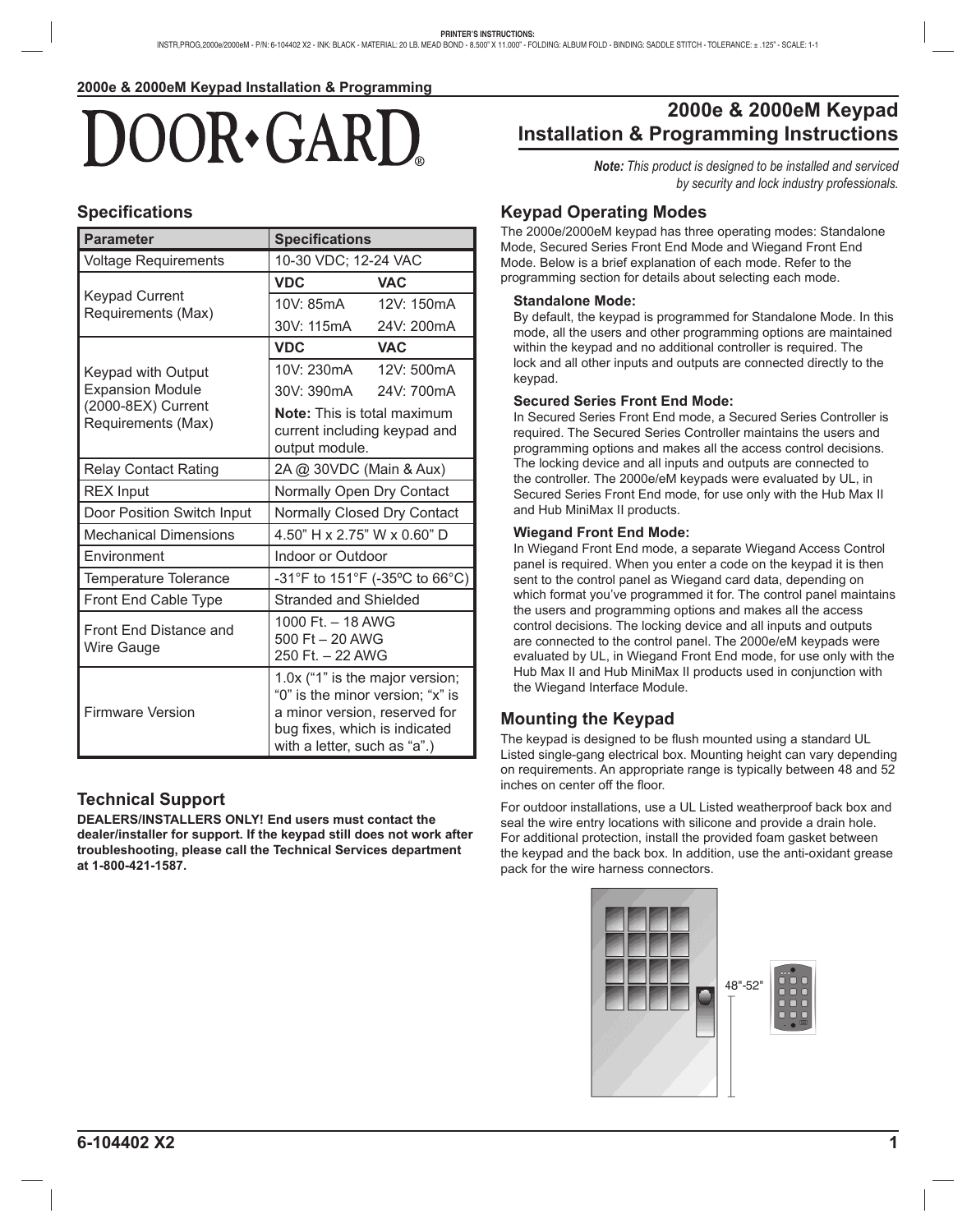PRINTER'S INSTRUCTIONS:
INSTR,PROG,2000e/2000eM - P/N: 6-104402 X2 - INK: BLACK - MATERIAL: 20 LB. MEAD BOND - 8.500" X 11.000" - FOLDING: ALBUM FOLD - BINDING: SADDLE STITCH - TOLERANCE: ± .125" - SCALE: 1-1

**2000e & 2000eM Keypad Installation & Programming**

DOOR•GARD®

# 2000e & 2000eM Keypad Installation & Programming Instructions

***Note:** This product is designed to be installed and serviced by security and lock industry professionals.*

## Specifications

| Parameter | Specifications | |
|---|---|---|
| Voltage Requirements | 10-30 VDC; 12-24 VAC | |
| Keypad Current Requirements (Max) | **VDC** | **VAC** |
| | 10V: 85mA | 12V: 150mA |
| | 30V: 115mA | 24V: 200mA |
| Keypad with Output Expansion Module (2000-8EX) Current Requirements (Max) | **VDC** | **VAC** |
| | 10V: 230mA | 12V: 500mA |
| | 30V: 390mA | 24V: 700mA |
| | **Note:** This is total maximum current including keypad and output module. | |
| Relay Contact Rating | 2A @ 30VDC (Main & Aux) | |
| REX Input | Normally Open Dry Contact | |
| Door Position Switch Input | Normally Closed Dry Contact | |
| Mechanical Dimensions | 4.50" H x 2.75" W x 0.60" D | |
| Environment | Indoor or Outdoor | |
| Temperature Tolerance | -31°F to 151°F (-35ºC to 66°C) | |
| Front End Cable Type | Stranded and Shielded | |
| Front End Distance and Wire Gauge | 1000 Ft. – 18 AWG<br>500 Ft – 20 AWG<br>250 Ft. – 22 AWG | |
| Firmware Version | 1.0x ("1" is the major version; "0" is the minor version; "x" is a minor version, reserved for bug fixes, which is indicated with a letter, such as "a".) | |

## Technical Support

**DEALERS/INSTALLERS ONLY! End users must contact the dealer/installer for support. If the keypad still does not work after troubleshooting, please call the Technical Services department at 1-800-421-1587.**

## Keypad Operating Modes

The 2000e/2000eM keypad has three operating modes: Standalone Mode, Secured Series Front End Mode and Wiegand Front End Mode. Below is a brief explanation of each mode. Refer to the programming section for details about selecting each mode.

### Standalone Mode:

By default, the keypad is programmed for Standalone Mode. In this mode, all the users and other programming options are maintained within the keypad and no additional controller is required. The lock and all other inputs and outputs are connected directly to the keypad.

### Secured Series Front End Mode:

In Secured Series Front End mode, a Secured Series Controller is required. The Secured Series Controller maintains the users and programming options and makes all the access control decisions. The locking device and all inputs and outputs are connected to the controller. The 2000e/eM keypads were evaluated by UL, in Secured Series Front End mode, for use only with the Hub Max II and Hub MiniMax II products.

### Wiegand Front End Mode:

In Wiegand Front End mode, a separate Wiegand Access Control panel is required. When you enter a code on the keypad it is then sent to the control panel as Wiegand card data, depending on which format you've programmed it for. The control panel maintains the users and programming options and makes all the access control decisions. The locking device and all inputs and outputs are connected to the control panel. The 2000e/eM keypads were evaluated by UL, in Wiegand Front End mode, for use only with the Hub Max II and Hub MiniMax II products used in conjunction with the Wiegand Interface Module.

## Mounting the Keypad

The keypad is designed to be flush mounted using a standard UL Listed single-gang electrical box. Mounting height can vary depending on requirements. An appropriate range is typically between 48 and 52 inches on center off the floor.

For outdoor installations, use a UL Listed weatherproof back box and seal the wire entry locations with silicone and provide a drain hole. For additional protection, install the provided foam gasket between the keypad and the back box. In addition, use the anti-oxidant grease pack for the wire harness connectors.

48"-52"

6-104402 X2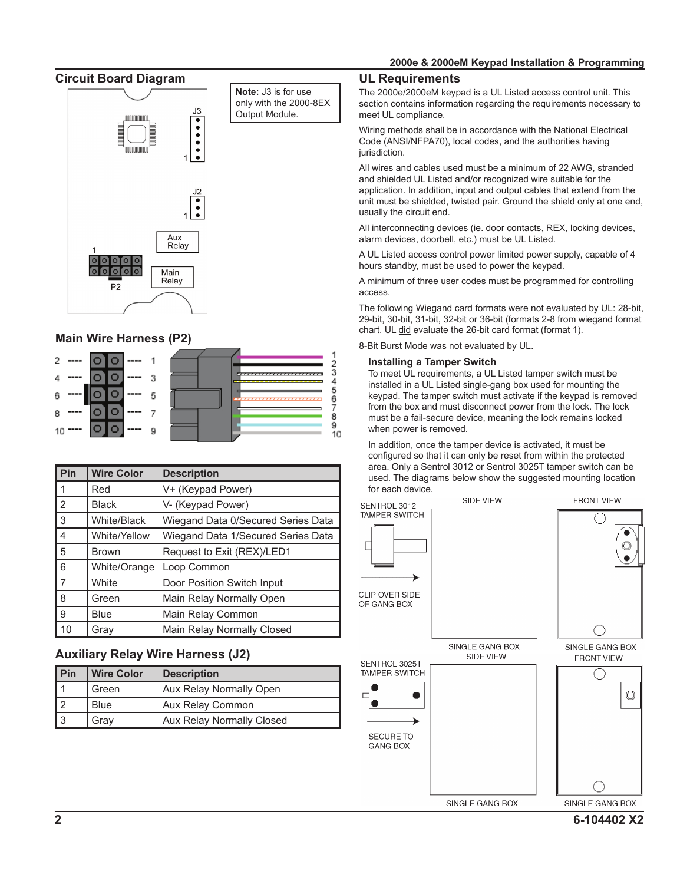## Circuit Board Diagram

**Note:** J3 is for use only with the 2000-8EX Output Module.

## Main Wire Harness (P2)

| Pin | Wire Color | Description |
|---|---|---|
| 1 | Red | V+ (Keypad Power) |
| 2 | Black | V- (Keypad Power) |
| 3 | White/Black | Wiegand Data 0/Secured Series Data |
| 4 | White/Yellow | Wiegand Data 1/Secured Series Data |
| 5 | Brown | Request to Exit (REX)/LED1 |
| 6 | White/Orange | Loop Common |
| 7 | White | Door Position Switch Input |
| 8 | Green | Main Relay Normally Open |
| 9 | Blue | Main Relay Common |
| 10 | Gray | Main Relay Normally Closed |

## Auxiliary Relay Wire Harness (J2)

| Pin | Wire Color | Description |
|---|---|---|
| 1 | Green | Aux Relay Normally Open |
| 2 | Blue | Aux Relay Common |
| 3 | Gray | Aux Relay Normally Closed |

## UL Requirements

The 2000e/2000eM keypad is a UL Listed access control unit. This section contains information regarding the requirements necessary to meet UL compliance.

Wiring methods shall be in accordance with the National Electrical Code (ANSI/NFPA70), local codes, and the authorities having jurisdiction.

All wires and cables used must be a minimum of 22 AWG, stranded and shielded UL Listed and/or recognized wire suitable for the application. In addition, input and output cables that extend from the unit must be shielded, twisted pair. Ground the shield only at one end, usually the circuit end.

All interconnecting devices (ie. door contacts, REX, locking devices, alarm devices, doorbell, etc.) must be UL Listed.

A UL Listed access control power limited power supply, capable of 4 hours standby, must be used to power the keypad.

A minimum of three user codes must be programmed for controlling access.

The following Wiegand card formats were not evaluated by UL: 28-bit, 29-bit, 30-bit, 31-bit, 32-bit or 36-bit (formats 2-8 from wiegand format chart. UL did evaluate the 26-bit card format (format 1).

8-Bit Burst Mode was not evaluated by UL.

### Installing a Tamper Switch

To meet UL requirements, a UL Listed tamper switch must be installed in a UL Listed single-gang box used for mounting the keypad. The tamper switch must activate if the keypad is removed from the box and must disconnect power from the lock. The lock must be a fail-secure device, meaning the lock remains locked when power is removed.

In addition, once the tamper device is activated, it must be configured so that it can only be reset from within the protected area. Only a Sentrol 3012 or Sentrol 3025T tamper switch can be used. The diagrams below show the suggested mounting location for each device.

SENTROL 3012 TAMPER SWITCH — CLIP OVER SIDE OF GANG BOX — SINGLE GANG BOX SIDE VIEW — SINGLE GANG BOX FRONT VIEW

SENTROL 3025T TAMPER SWITCH — SECURE TO GANG BOX — SINGLE GANG BOX SIDE VIEW — SINGLE GANG BOX FRONT VIEW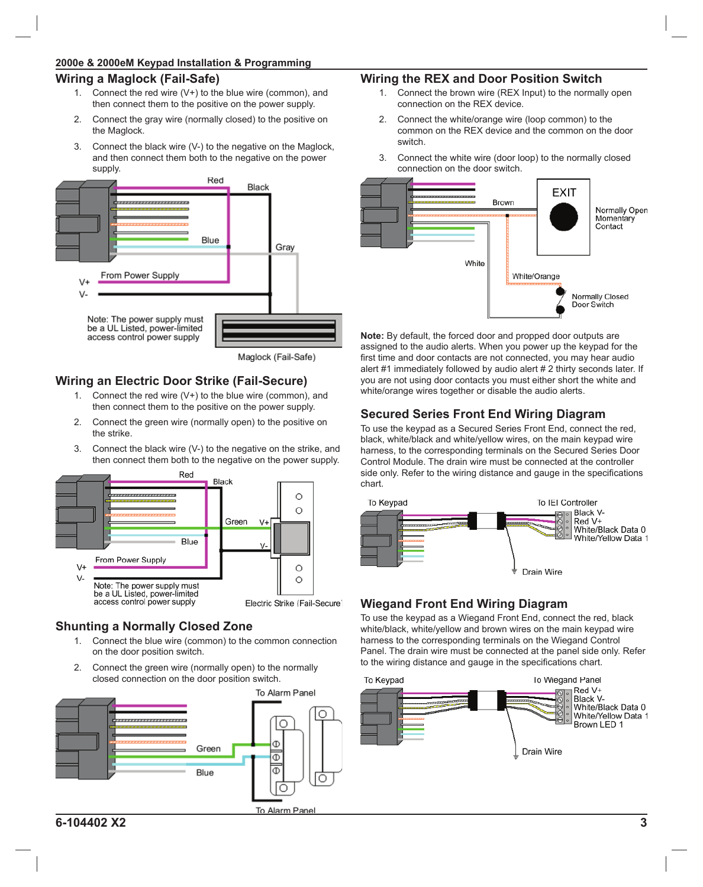## Wiring a Maglock (Fail-Safe)

1. Connect the red wire (V+) to the blue wire (common), and then connect them to the positive on the power supply.
2. Connect the gray wire (normally closed) to the positive on the Maglock.
3. Connect the black wire (V-) to the negative on the Maglock, and then connect them both to the negative on the power supply.

Red
Black
Blue
Gray
From Power Supply
V+
V-

Note: The power supply must be a UL Listed, power-limited access control power supply

Maglock (Fail-Safe)

## Wiring an Electric Door Strike (Fail-Secure)

1. Connect the red wire (V+) to the blue wire (common), and then connect them to the positive on the power supply.
2. Connect the green wire (normally open) to the positive on the strike.
3. Connect the black wire (V-) to the negative on the strike, and then connect them both to the negative on the power supply.

Red
Black
Green
V+
V-
Blue
From Power Supply
V+
V-

Note: The power supply must be a UL Listed, power-limited access control power supply

Electric Strike (Fail-Secure)

## Shunting a Normally Closed Zone

1. Connect the blue wire (common) to the common connection on the door position switch.
2. Connect the green wire (normally open) to the normally closed connection on the door position switch.

To Alarm Panel
Green
Blue
To Alarm Panel

## Wiring the REX and Door Position Switch

1. Connect the brown wire (REX Input) to the normally open connection on the REX device.
2. Connect the white/orange wire (loop common) to the common on the REX device and the common on the door switch.
3. Connect the white wire (door loop) to the normally closed connection on the door switch.

Brown
EXIT
Normally Open Momentary Contact
White
White/Orange
Normally Closed Door Switch

**Note:** By default, the forced door and propped door outputs are assigned to the audio alerts. When you power up the keypad for the first time and door contacts are not connected, you may hear audio alert #1 immediately followed by audio alert # 2 thirty seconds later. If you are not using door contacts you must either short the white and white/orange wires together or disable the audio alerts.

## Secured Series Front End Wiring Diagram

To use the keypad as a Secured Series Front End, connect the red, black, white/black and white/yellow wires, on the main keypad wire harness, to the corresponding terminals on the Secured Series Door Control Module. The drain wire must be connected at the controller side only. Refer to the wiring distance and gauge in the specifications chart.

To Keypad
To IEI Controller
Black V-
Red V+
White/Black Data 0
White/Yellow Data 1
Drain Wire

## Wiegand Front End Wiring Diagram

To use the keypad as a Wiegand Front End, connect the red, black white/black, white/yellow and brown wires on the main keypad wire harness to the corresponding terminals on the Wiegand Control Panel. The drain wire must be connected at the panel side only. Refer to the wiring distance and gauge in the specifications chart.

To Keypad
To Wiegand Panel
Red V+
Black V-
White/Black Data 0
White/Yellow Data 1
Brown LED 1
Drain Wire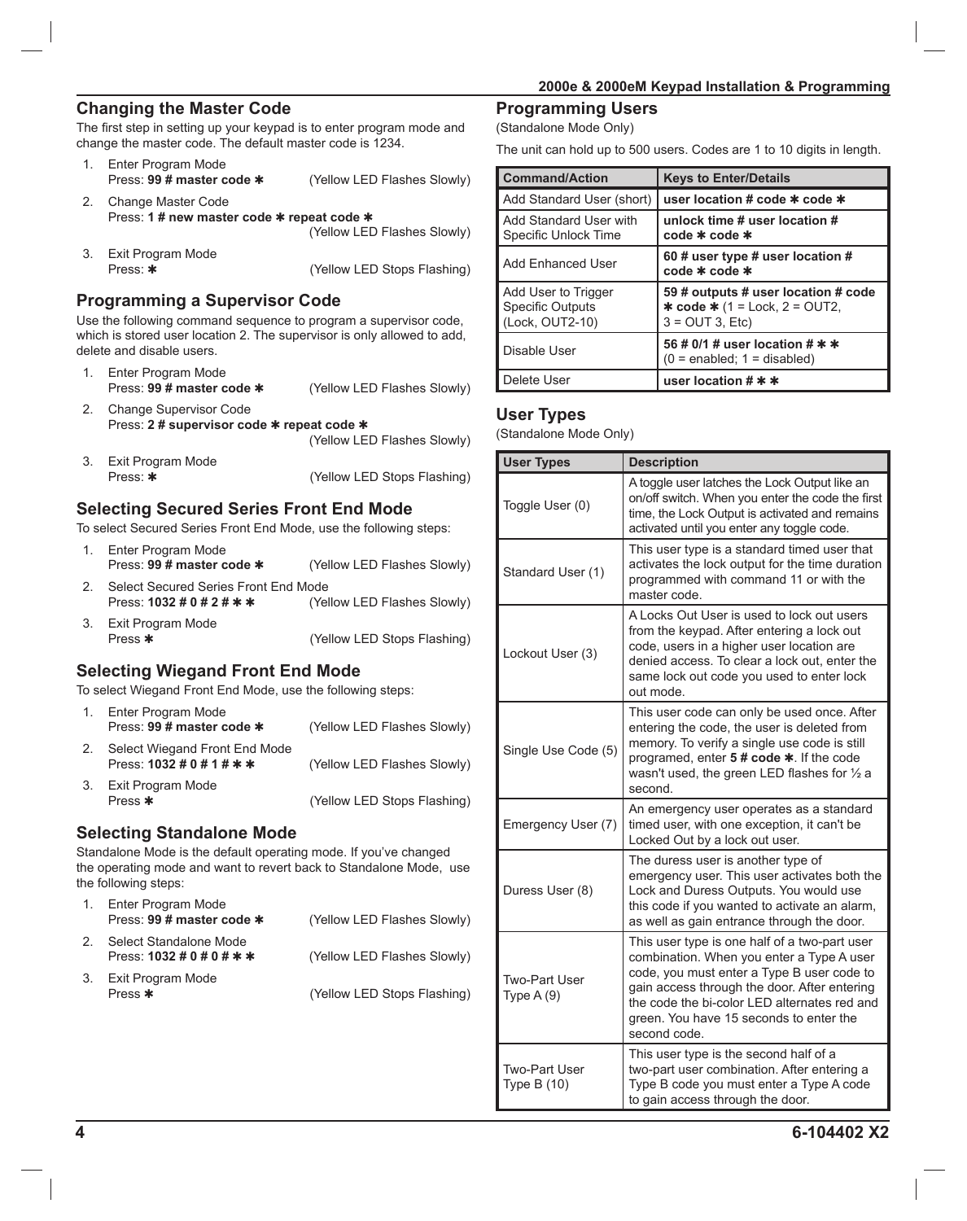## Changing the Master Code

The first step in setting up your keypad is to enter program mode and change the master code. The default master code is 1234.

1. Enter Program Mode  
   Press: **99 # master code ✱** (Yellow LED Flashes Slowly)
2. Change Master Code  
   Press: **1 # new master code ✱ repeat code ✱** (Yellow LED Flashes Slowly)
3. Exit Program Mode  
   Press: **✱** (Yellow LED Stops Flashing)

## Programming a Supervisor Code

Use the following command sequence to program a supervisor code, which is stored user location 2. The supervisor is only allowed to add, delete and disable users.

1. Enter Program Mode  
   Press: **99 # master code ✱** (Yellow LED Flashes Slowly)
2. Change Supervisor Code  
   Press: **2 # supervisor code ✱ repeat code ✱** (Yellow LED Flashes Slowly)
3. Exit Program Mode  
   Press: **✱** (Yellow LED Stops Flashing)

## Selecting Secured Series Front End Mode

To select Secured Series Front End Mode, use the following steps:

1. Enter Program Mode  
   Press: **99 # master code ✱** (Yellow LED Flashes Slowly)
2. Select Secured Series Front End Mode  
   Press: **1032 # 0 # 2 # ✱ ✱** (Yellow LED Flashes Slowly)
3. Exit Program Mode  
   Press **✱** (Yellow LED Stops Flashing)

## Selecting Wiegand Front End Mode

To select Wiegand Front End Mode, use the following steps:

1. Enter Program Mode  
   Press: **99 # master code ✱** (Yellow LED Flashes Slowly)
2. Select Wiegand Front End Mode  
   Press: **1032 # 0 # 1 # ✱ ✱** (Yellow LED Flashes Slowly)
3. Exit Program Mode  
   Press **✱** (Yellow LED Stops Flashing)

## Selecting Standalone Mode

Standalone Mode is the default operating mode. If you've changed the operating mode and want to revert back to Standalone Mode, use the following steps:

1. Enter Program Mode  
   Press: **99 # master code ✱** (Yellow LED Flashes Slowly)
2. Select Standalone Mode  
   Press: **1032 # 0 # 0 # ✱ ✱** (Yellow LED Flashes Slowly)
3. Exit Program Mode  
   Press **✱** (Yellow LED Stops Flashing)

## Programming Users

(Standalone Mode Only)

The unit can hold up to 500 users. Codes are 1 to 10 digits in length.

| Command/Action | Keys to Enter/Details |
|---|---|
| Add Standard User (short) | **user location # code ✱ code ✱** |
| Add Standard User with Specific Unlock Time | **unlock time # user location # code ✱ code ✱** |
| Add Enhanced User | **60 # user type # user location # code ✱ code ✱** |
| Add User to Trigger Specific Outputs (Lock, OUT2-10) | **59 # outputs # user location # code ✱ code ✱** (1 = Lock, 2 = OUT2, 3 = OUT 3, Etc) |
| Disable User | **56 # 0/1 # user location # ✱ ✱** (0 = enabled; 1 = disabled) |
| Delete User | **user location # ✱ ✱** |

## User Types

(Standalone Mode Only)

| User Types | Description |
|---|---|
| Toggle User (0) | A toggle user latches the Lock Output like an on/off switch. When you enter the code the first time, the Lock Output is activated and remains activated until you enter any toggle code. |
| Standard User (1) | This user type is a standard timed user that activates the lock output for the time duration programmed with command 11 or with the master code. |
| Lockout User (3) | A Locks Out User is used to lock out users from the keypad. After entering a lock out code, users in a higher user location are denied access. To clear a lock out, enter the same lock out code you used to enter lock out mode. |
| Single Use Code (5) | This user code can only be used once. After entering the code, the user is deleted from memory. To verify a single use code is still programed, enter **5 # code ✱**. If the code wasn't used, the green LED flashes for ½ a second. |
| Emergency User (7) | An emergency user operates as a standard timed user, with one exception, it can't be Locked Out by a lock out user. |
| Duress User (8) | The duress user is another type of emergency user. This user activates both the Lock and Duress Outputs. You would use this code if you wanted to activate an alarm, as well as gain entrance through the door. |
| Two-Part User Type A (9) | This user type is one half of a two-part user combination. When you enter a Type A user code, you must enter a Type B user code to gain access through the door. After entering the code the bi-color LED alternates red and green. You have 15 seconds to enter the second code. |
| Two-Part User Type B (10) | This user type is the second half of a two-part user combination. After entering a Type B code you must enter a Type A code to gain access through the door. |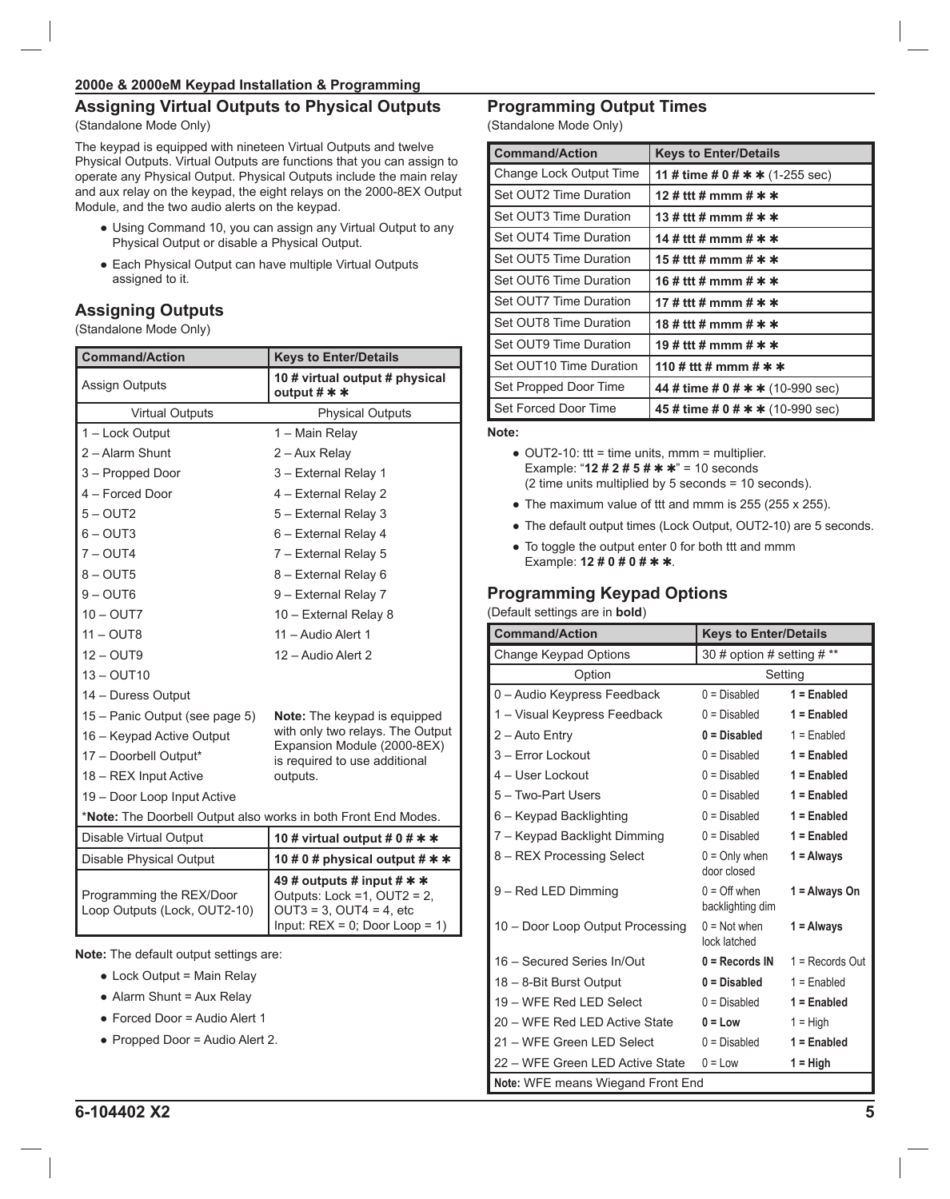## Assigning Virtual Outputs to Physical Outputs

(Standalone Mode Only)

The keypad is equipped with nineteen Virtual Outputs and twelve Physical Outputs. Virtual Outputs are functions that you can assign to operate any Physical Output. Physical Outputs include the main relay and aux relay on the keypad, the eight relays on the 2000-8EX Output Module, and the two audio alerts on the keypad.

- Using Command 10, you can assign any Virtual Output to any Physical Output or disable a Physical Output.
- Each Physical Output can have multiple Virtual Outputs assigned to it.

## Assigning Outputs

(Standalone Mode Only)

| Command/Action | Keys to Enter/Details |
|---|---|
| Assign Outputs | **10 # virtual output # physical output # ✱ ✱** |
| Virtual Outputs | Physical Outputs |
| 1 – Lock Output | 1 – Main Relay |
| 2 – Alarm Shunt | 2 – Aux Relay |
| 3 – Propped Door | 3 – External Relay 1 |
| 4 – Forced Door | 4 – External Relay 2 |
| 5 – OUT2 | 5 – External Relay 3 |
| 6 – OUT3 | 6 – External Relay 4 |
| 7 – OUT4 | 7 – External Relay 5 |
| 8 – OUT5 | 8 – External Relay 6 |
| 9 – OUT6 | 9 – External Relay 7 |
| 10 – OUT7 | 10 – External Relay 8 |
| 11 – OUT8 | 11 – Audio Alert 1 |
| 12 – OUT9 | 12 – Audio Alert 2 |
| 13 – OUT10 | |
| 14 – Duress Output | |
| 15 – Panic Output (see page 5) | **Note:** The keypad is equipped with only two relays. The Output Expansion Module (2000-8EX) is required to use additional outputs. |
| 16 – Keypad Active Output | |
| 17 – Doorbell Output* | |
| 18 – REX Input Active | |
| 19 – Door Loop Input Active | |
| *__Note:__ The Doorbell Output also works in both Front End Modes. | |
| Disable Virtual Output | **10 # virtual output # 0 # ✱ ✱** |
| Disable Physical Output | **10 # 0 # physical output # ✱ ✱** |
| Programming the REX/Door Loop Outputs (Lock, OUT2-10) | **49 # outputs # input # ✱ ✱** Outputs: Lock =1, OUT2 = 2, OUT3 = 3, OUT4 = 4, etc Input: REX = 0; Door Loop = 1) |

**Note:** The default output settings are:

- Lock Output = Main Relay
- Alarm Shunt = Aux Relay
- Forced Door = Audio Alert 1
- Propped Door = Audio Alert 2.

## Programming Output Times

(Standalone Mode Only)

| Command/Action | Keys to Enter/Details |
|---|---|
| Change Lock Output Time | **11 # time # 0 # ✱ ✱** (1-255 sec) |
| Set OUT2 Time Duration | **12 # ttt # mmm # ✱ ✱** |
| Set OUT3 Time Duration | **13 # ttt # mmm # ✱ ✱** |
| Set OUT4 Time Duration | **14 # ttt # mmm # ✱ ✱** |
| Set OUT5 Time Duration | **15 # ttt # mmm # ✱ ✱** |
| Set OUT6 Time Duration | **16 # ttt # mmm # ✱ ✱** |
| Set OUT7 Time Duration | **17 # ttt # mmm # ✱ ✱** |
| Set OUT8 Time Duration | **18 # ttt # mmm # ✱ ✱** |
| Set OUT9 Time Duration | **19 # ttt # mmm # ✱ ✱** |
| Set OUT10 Time Duration | **110 # ttt # mmm # ✱ ✱** |
| Set Propped Door Time | **44 # time # 0 # ✱ ✱** (10-990 sec) |
| Set Forced Door Time | **45 # time # 0 # ✱ ✱** (10-990 sec) |

**Note:**

- OUT2-10: ttt = time units, mmm = multiplier. Example: "**12 # 2 # 5 # ✱ ✱**" = 10 seconds (2 time units multiplied by 5 seconds = 10 seconds).
- The maximum value of ttt and mmm is 255 (255 x 255).
- The default output times (Lock Output, OUT2-10) are 5 seconds.
- To toggle the output enter 0 for both ttt and mmm Example: **12 # 0 # 0 # ✱ ✱**.

## Programming Keypad Options

(Default settings are in **bold**)

| Command/Action | Keys to Enter/Details | |
|---|---|---|
| Change Keypad Options | 30 # option # setting # ** | |
| Option | Setting | |
| 0 – Audio Keypress Feedback | 0 = Disabled | **1 = Enabled** |
| 1 – Visual Keypress Feedback | 0 = Disabled | **1 = Enabled** |
| 2 – Auto Entry | **0 = Disabled** | 1 = Enabled |
| 3 – Error Lockout | 0 = Disabled | **1 = Enabled** |
| 4 – User Lockout | 0 = Disabled | **1 = Enabled** |
| 5 – Two-Part Users | 0 = Disabled | **1 = Enabled** |
| 6 – Keypad Backlighting | 0 = Disabled | **1 = Enabled** |
| 7 – Keypad Backlight Dimming | 0 = Disabled | **1 = Enabled** |
| 8 – REX Processing Select | 0 = Only when door closed | **1 = Always** |
| 9 – Red LED Dimming | 0 = Off when backlighting dim | **1 = Always On** |
| 10 – Door Loop Output Processing | 0 = Not when lock latched | **1 = Always** |
| 16 – Secured Series In/Out | **0 = Records IN** | 1 = Records Out |
| 18 – 8-Bit Burst Output | **0 = Disabled** | 1 = Enabled |
| 19 – WFE Red LED Select | 0 = Disabled | **1 = Enabled** |
| 20 – WFE Red LED Active State | **0 = Low** | 1 = High |
| 21 – WFE Green LED Select | 0 = Disabled | **1 = Enabled** |
| 22 – WFE Green LED Active State | 0 = Low | **1 = High** |
| **Note:** WFE means Wiegand Front End | | |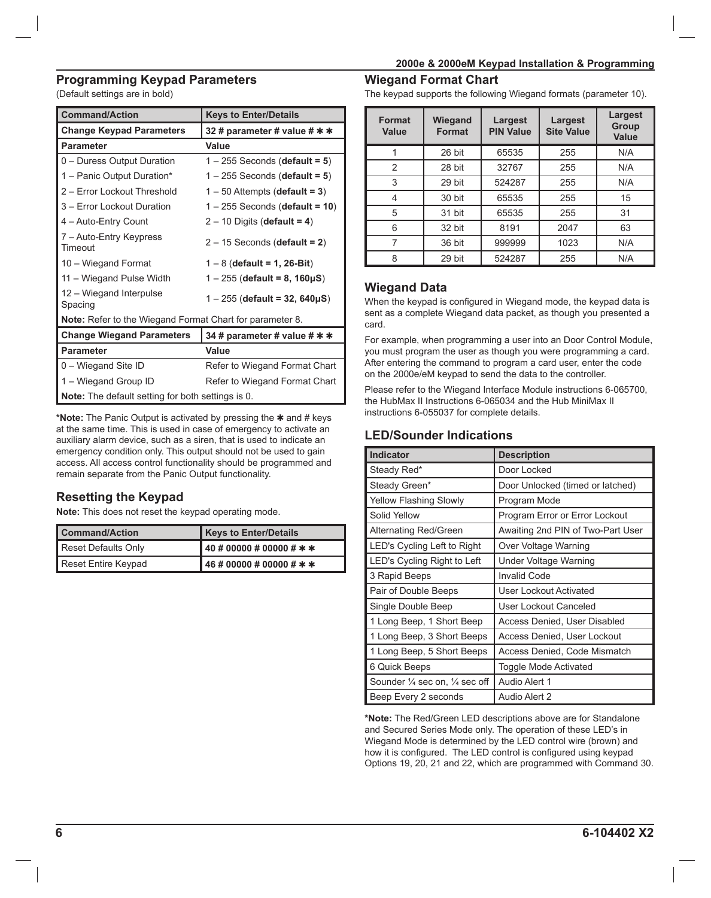## Programming Keypad Parameters

(Default settings are in bold)

| Command/Action | Keys to Enter/Details |
|---|---|
| **Change Keypad Parameters** | **32 # parameter # value # ✱ ✱** |
| **Parameter** | **Value** |
| 0 – Duress Output Duration | 1 – 255 Seconds (**default = 5**) |
| 1 – Panic Output Duration* | 1 – 255 Seconds (**default = 5**) |
| 2 – Error Lockout Threshold | 1 – 50 Attempts (**default = 3**) |
| 3 – Error Lockout Duration | 1 – 255 Seconds (**default = 10**) |
| 4 – Auto-Entry Count | 2 – 10 Digits (**default = 4**) |
| 7 – Auto-Entry Keypress Timeout | 2 – 15 Seconds (**default = 2**) |
| 10 – Wiegand Format | 1 – 8 (**default = 1, 26-Bit**) |
| 11 – Wiegand Pulse Width | 1 – 255 (**default = 8, 160µS**) |
| 12 – Wiegand Interpulse Spacing | 1 – 255 (**default = 32, 640µS**) |
| **Note:** Refer to the Wiegand Format Chart for parameter 8. | |
| **Change Wiegand Parameters** | **34 # parameter # value # ✱ ✱** |
| **Parameter** | **Value** |
| 0 – Wiegand Site ID | Refer to Wiegand Format Chart |
| 1 – Wiegand Group ID | Refer to Wiegand Format Chart |
| **Note:** The default setting for both settings is 0. | |

***Note:** The Panic Output is activated by pressing the ✱ and # keys at the same time. This is used in case of emergency to activate an auxiliary alarm device, such as a siren, that is used to indicate an emergency condition only. This output should not be used to gain access. All access control functionality should be programmed and remain separate from the Panic Output functionality.

## Resetting the Keypad

**Note:** This does not reset the keypad operating mode.

| Command/Action | Keys to Enter/Details |
|---|---|
| Reset Defaults Only | **40 # 00000 # 00000 # ✱ ✱** |
| Reset Entire Keypad | **46 # 00000 # 00000 # ✱ ✱** |

## Wiegand Format Chart

The keypad supports the following Wiegand formats (parameter 10).

| Format Value | Wiegand Format | Largest PIN Value | Largest Site Value | Largest Group Value |
|---|---|---|---|---|
| 1 | 26 bit | 65535 | 255 | N/A |
| 2 | 28 bit | 32767 | 255 | N/A |
| 3 | 29 bit | 524287 | 255 | N/A |
| 4 | 30 bit | 65535 | 255 | 15 |
| 5 | 31 bit | 65535 | 255 | 31 |
| 6 | 32 bit | 8191 | 2047 | 63 |
| 7 | 36 bit | 999999 | 1023 | N/A |
| 8 | 29 bit | 524287 | 255 | N/A |

## Wiegand Data

When the keypad is configured in Wiegand mode, the keypad data is sent as a complete Wiegand data packet, as though you presented a card.

For example, when programming a user into an Door Control Module, you must program the user as though you were programming a card. After entering the command to program a card user, enter the code on the 2000e/eM keypad to send the data to the controller.

Please refer to the Wiegand Interface Module instructions 6-065700, the HubMax II Instructions 6-065034 and the Hub MiniMax II instructions 6-055037 for complete details.

## LED/Sounder Indications

| Indicator | Description |
|---|---|
| Steady Red* | Door Locked |
| Steady Green* | Door Unlocked (timed or latched) |
| Yellow Flashing Slowly | Program Mode |
| Solid Yellow | Program Error or Error Lockout |
| Alternating Red/Green | Awaiting 2nd PIN of Two-Part User |
| LED's Cycling Left to Right | Over Voltage Warning |
| LED's Cycling Right to Left | Under Voltage Warning |
| 3 Rapid Beeps | Invalid Code |
| Pair of Double Beeps | User Lockout Activated |
| Single Double Beep | User Lockout Canceled |
| 1 Long Beep, 1 Short Beep | Access Denied, User Disabled |
| 1 Long Beep, 3 Short Beeps | Access Denied, User Lockout |
| 1 Long Beep, 5 Short Beeps | Access Denied, Code Mismatch |
| 6 Quick Beeps | Toggle Mode Activated |
| Sounder ¼ sec on, ¼ sec off | Audio Alert 1 |
| Beep Every 2 seconds | Audio Alert 2 |

***Note:** The Red/Green LED descriptions above are for Standalone and Secured Series Mode only. The operation of these LED's in Wiegand Mode is determined by the LED control wire (brown) and how it is configured. The LED control is configured using keypad Options 19, 20, 21 and 22, which are programmed with Command 30.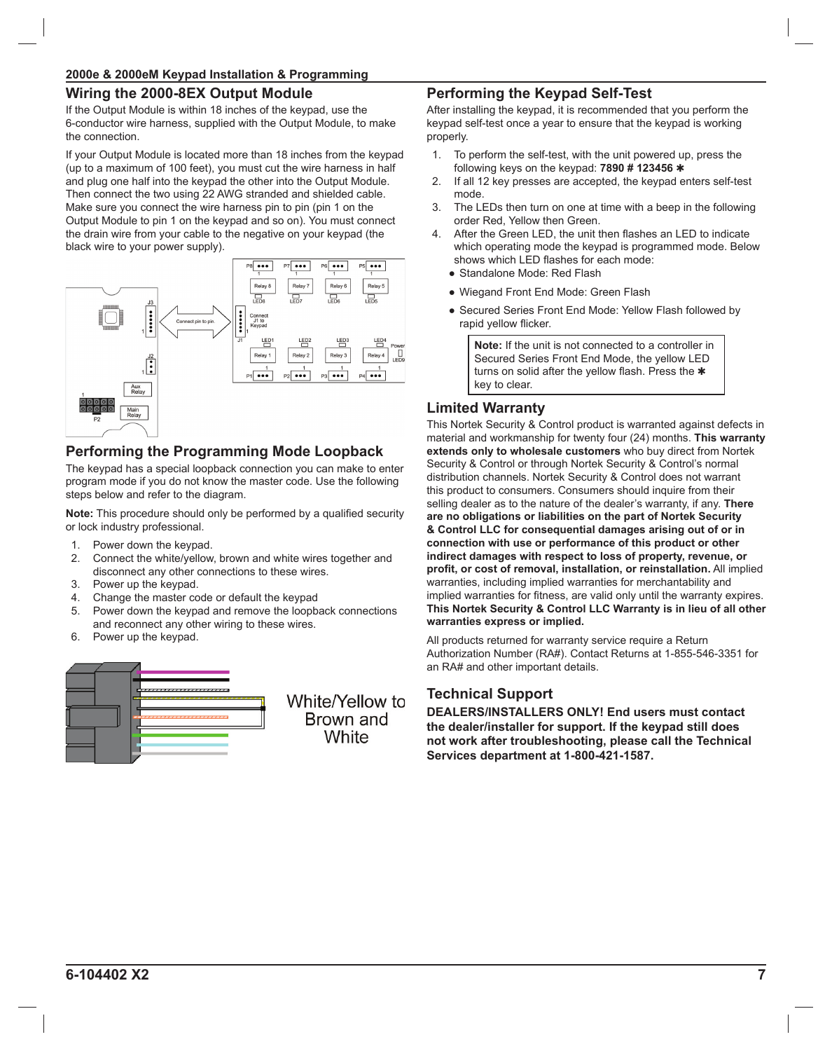## Wiring the 2000-8EX Output Module

If the Output Module is within 18 inches of the keypad, use the 6-conductor wire harness, supplied with the Output Module, to make the connection.

If your Output Module is located more than 18 inches from the keypad (up to a maximum of 100 feet), you must cut the wire harness in half and plug one half into the keypad the other into the Output Module. Then connect the two using 22 AWG stranded and shielded cable. Make sure you connect the wire harness pin to pin (pin 1 on the Output Module to pin 1 on the keypad and so on). You must connect the drain wire from your cable to the negative on your keypad (the black wire to your power supply).

## Performing the Programming Mode Loopback

The keypad has a special loopback connection you can make to enter program mode if you do not know the master code. Use the following steps below and refer to the diagram.

**Note:** This procedure should only be performed by a qualified security or lock industry professional.

1. Power down the keypad.
2. Connect the white/yellow, brown and white wires together and disconnect any other connections to these wires.
3. Power up the keypad.
4. Change the master code or default the keypad
5. Power down the keypad and remove the loopback connections and reconnect any other wiring to these wires.
6. Power up the keypad.

White/Yellow to Brown and White

## Performing the Keypad Self-Test

After installing the keypad, it is recommended that you perform the keypad self-test once a year to ensure that the keypad is working properly.

1. To perform the self-test, with the unit powered up, press the following keys on the keypad: **7890 # 123456 ✱**
2. If all 12 key presses are accepted, the keypad enters self-test mode.
3. The LEDs then turn on one at time with a beep in the following order Red, Yellow then Green.
4. After the Green LED, the unit then flashes an LED to indicate which operating mode the keypad is programmed mode. Below shows which LED flashes for each mode:
   - Standalone Mode: Red Flash
   - Wiegand Front End Mode: Green Flash
   - Secured Series Front End Mode: Yellow Flash followed by rapid yellow flicker.

> **Note:** If the unit is not connected to a controller in Secured Series Front End Mode, the yellow LED turns on solid after the yellow flash. Press the ✱ key to clear.

## Limited Warranty

This Nortek Security & Control product is warranted against defects in material and workmanship for twenty four (24) months. **This warranty extends only to wholesale customers** who buy direct from Nortek Security & Control or through Nortek Security & Control's normal distribution channels. Nortek Security & Control does not warrant this product to consumers. Consumers should inquire from their selling dealer as to the nature of the dealer's warranty, if any. **There are no obligations or liabilities on the part of Nortek Security & Control LLC for consequential damages arising out of or in connection with use or performance of this product or other indirect damages with respect to loss of property, revenue, or profit, or cost of removal, installation, or reinstallation.** All implied warranties, including implied warranties for merchantability and implied warranties for fitness, are valid only until the warranty expires. **This Nortek Security & Control LLC Warranty is in lieu of all other warranties express or implied.**

All products returned for warranty service require a Return Authorization Number (RA#). Contact Returns at 1-855-546-3351 for an RA# and other important details.

## Technical Support

**DEALERS/INSTALLERS ONLY! End users must contact the dealer/installer for support. If the keypad still does not work after troubleshooting, please call the Technical Services department at 1-800-421-1587.**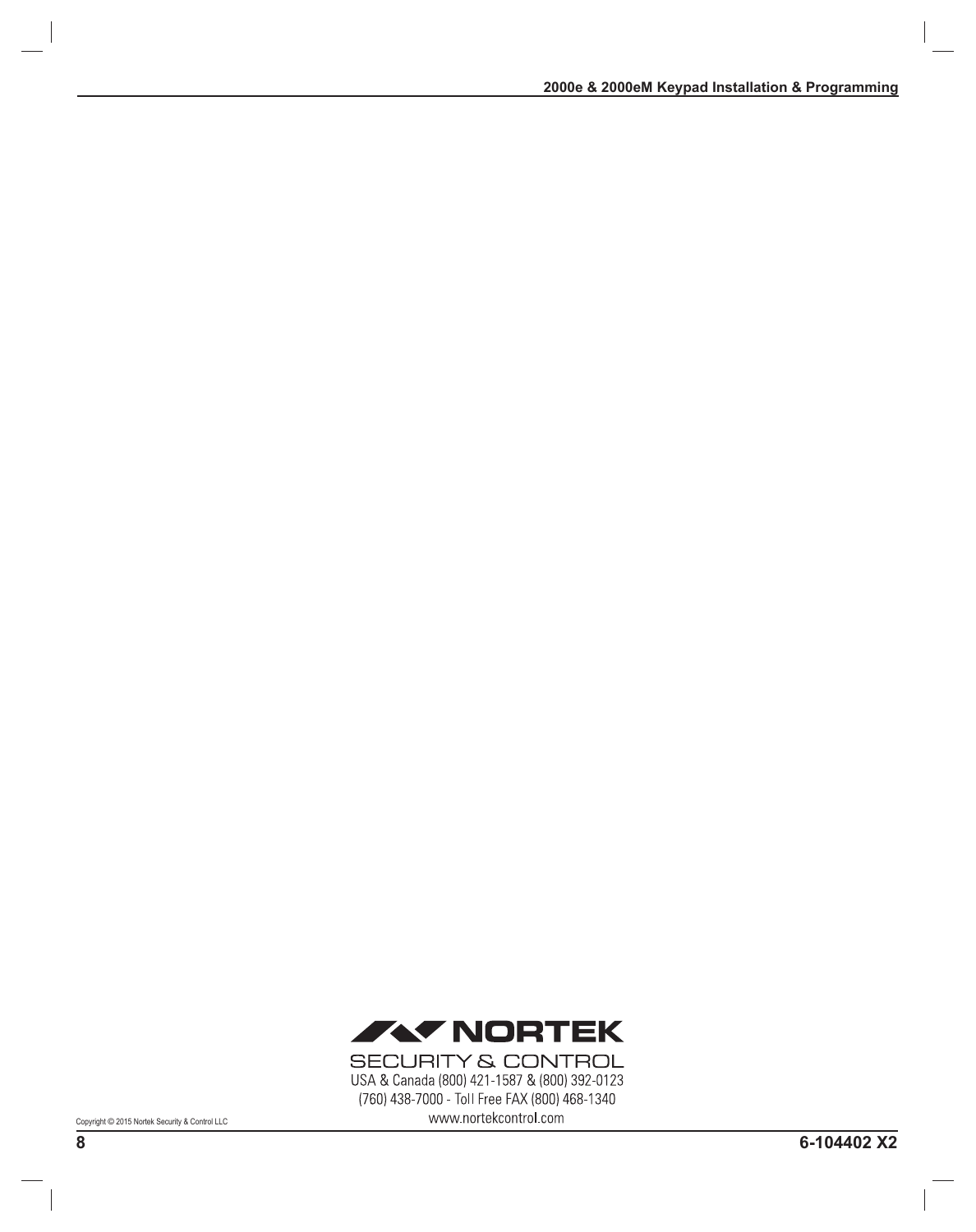NORTEK

SECURITY & CONTROL

USA & Canada (800) 421-1587 & (800) 392-0123

(760) 438-7000 - Toll Free FAX (800) 468-1340

www.nortekcontrol.com

Copyright © 2015 Nortek Security & Control LLC

6-104402 X2